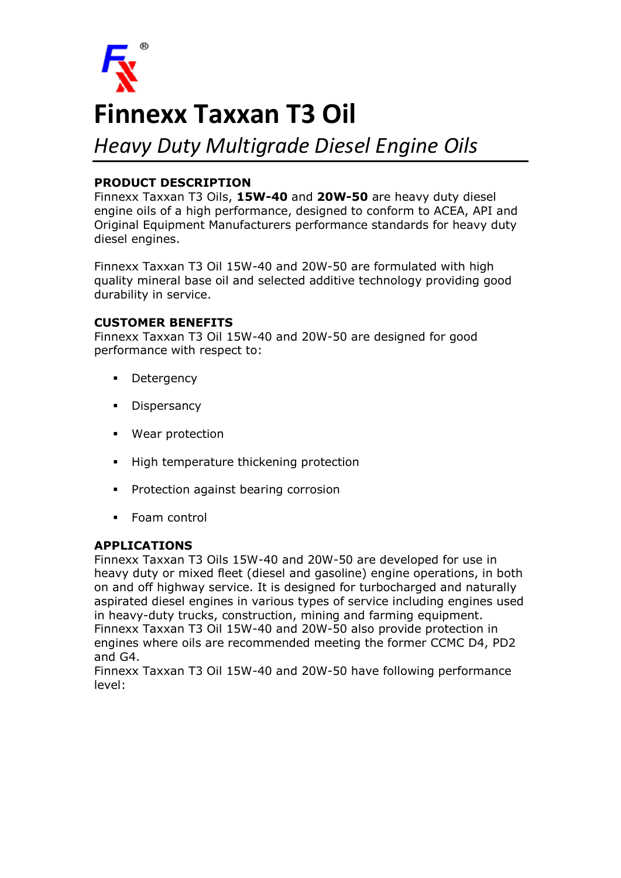# Finnexx Taxxan T3 Oil

## *Heavy Duty Multigrade Diesel Engine Oils*

### PRODUCT DESCRIPTION

Finnexx Taxxan T3 Oils, **15W-40** and **20W-50** are heavy duty diesel engine oils of a high performance, designed to conform to ACEA, API and Original Equipment Manufacturers performance standards for heavy duty diesel engines.

Finnexx Taxxan T3 Oil 15W-40 and 20W-50 are formulated with high quality mineral base oil and selected additive technology providing good durability in service.

### CUSTOMER BENEFITS

Finnexx Taxxan T3 Oil 15W-40 and 20W-50 are designed for good performance with respect to:

- Detergency
- Dispersancy
- Wear protection
- High temperature thickening protection
- Protection against bearing corrosion
- Foam control

### APPLICATIONS

Finnexx Taxxan T3 Oils 15W-40 and 20W-50 are developed for use in heavy duty or mixed fleet (diesel and gasoline) engine operations, in both on and off highway service. It is designed for turbocharged and naturally aspirated diesel engines in various types of service including engines used in heavy-duty trucks, construction, mining and farming equipment.
Finnexx Taxxan T3 Oil 15W-40 and 20W-50 also provide protection in engines where oils are recommended meeting the former CCMC D4, PD2 and G4.
Finnexx Taxxan T3 Oil 15W-40 and 20W-50 have following performance level: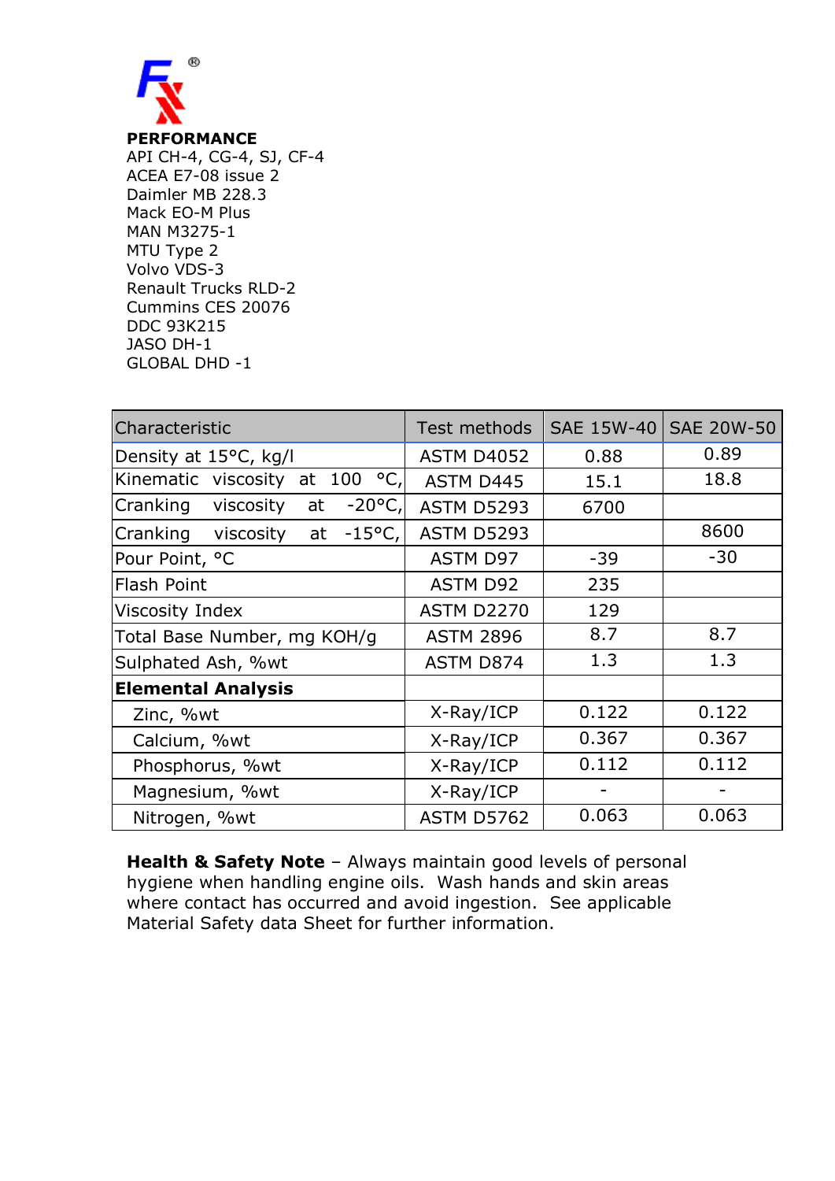**PERFORMANCE**
API CH-4, CG-4, SJ, CF-4
ACEA E7-08 issue 2
Daimler MB 228.3
Mack EO-M Plus
MAN M3275-1
MTU Type 2
Volvo VDS-3
Renault Trucks RLD-2
Cummins CES 20076
DDC 93K215
JASO DH-1
GLOBAL DHD -1

| Characteristic | Test methods | SAE 15W-40 | SAE 20W-50 |
|---|---|---|---|
| Density at 15°C, kg/l | ASTM D4052 | 0.88 | 0.89 |
| Kinematic viscosity at 100 °C, | ASTM D445 | 15.1 | 18.8 |
| Cranking viscosity at -20°C, | ASTM D5293 | 6700 | |
| Cranking viscosity at -15°C, | ASTM D5293 | | 8600 |
| Pour Point, °C | ASTM D97 | -39 | -30 |
| Flash Point | ASTM D92 | 235 | |
| Viscosity Index | ASTM D2270 | 129 | |
| Total Base Number, mg KOH/g | ASTM 2896 | 8.7 | 8.7 |
| Sulphated Ash, %wt | ASTM D874 | 1.3 | 1.3 |
| **Elemental Analysis** | | | |
| Zinc, %wt | X-Ray/ICP | 0.122 | 0.122 |
| Calcium, %wt | X-Ray/ICP | 0.367 | 0.367 |
| Phosphorus, %wt | X-Ray/ICP | 0.112 | 0.112 |
| Magnesium, %wt | X-Ray/ICP | - | - |
| Nitrogen, %wt | ASTM D5762 | 0.063 | 0.063 |

**Health & Safety Note** – Always maintain good levels of personal hygiene when handling engine oils. Wash hands and skin areas where contact has occurred and avoid ingestion. See applicable Material Safety data Sheet for further information.